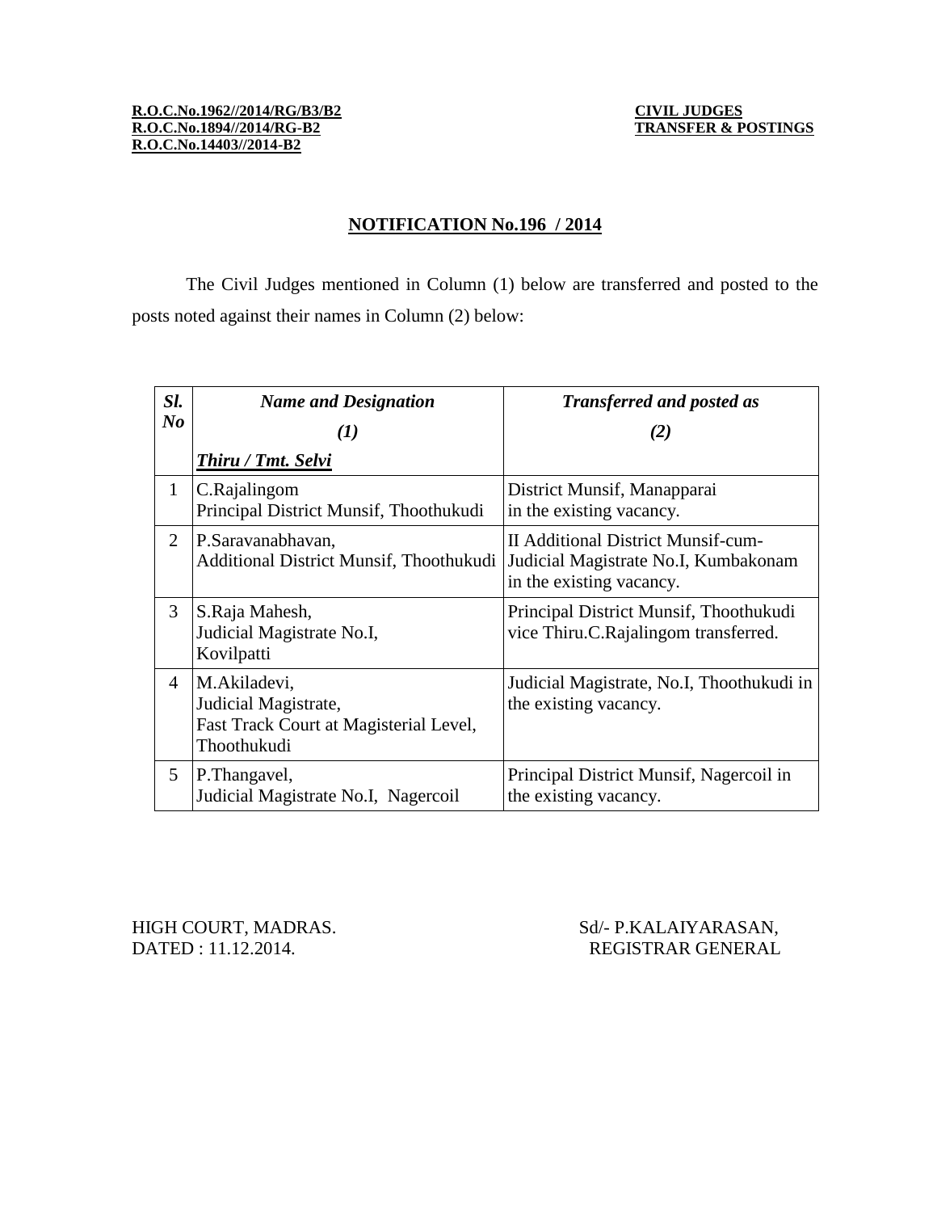**R.O.C.No.1962//2014/RG/B3/B2**
**R.O.C.No.1894//2014/RG-B2**
**R.O.C.No.14403//2014-B2**

**CIVIL JUDGES**
**TRANSFER & POSTINGS**

## NOTIFICATION No.196 / 2014

The Civil Judges mentioned in Column (1) below are transferred and posted to the posts noted against their names in Column (2) below:

| *Sl. No* | *Name and Designation* (1) *Thiru / Tmt. Selvi* | *Transferred and posted as* (2) |
|---|---|---|
| 1 | C.Rajalingom<br>Principal District Munsif, Thoothukudi | District Munsif, Manapparai in the existing vacancy. |
| 2 | P.Saravanabhavan,<br>Additional District Munsif, Thoothukudi | II Additional District Munsif-cum-Judicial Magistrate No.I, Kumbakonam in the existing vacancy. |
| 3 | S.Raja Mahesh,<br>Judicial Magistrate No.I,<br>Kovilpatti | Principal District Munsif, Thoothukudi vice Thiru.C.Rajalingom transferred. |
| 4 | M.Akiladevi,<br>Judicial Magistrate,<br>Fast Track Court at Magisterial Level, Thoothukudi | Judicial Magistrate, No.I, Thoothukudi in the existing vacancy. |
| 5 | P.Thangavel,<br>Judicial Magistrate No.I, Nagercoil | Principal District Munsif, Nagercoil in the existing vacancy. |

HIGH COURT, MADRAS.
DATED : 11.12.2014.

Sd/- P.KALAIYARASAN,
REGISTRAR GENERAL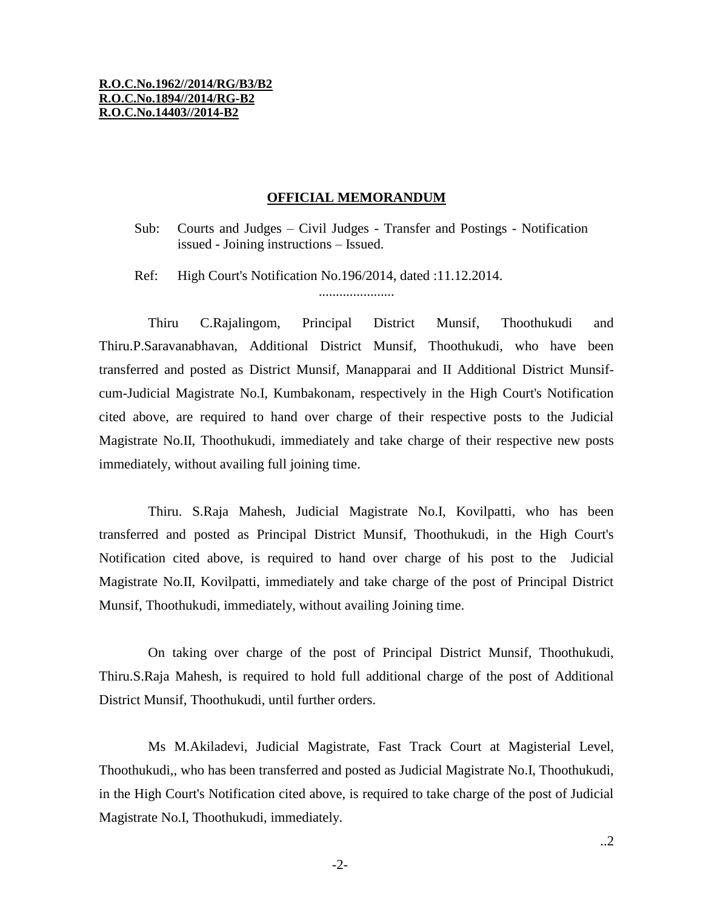**R.O.C.No.1962//2014/RG/B3/B2**
**R.O.C.No.1894//2014/RG-B2**
**R.O.C.No.14403//2014-B2**

## OFFICIAL MEMORANDUM

Sub: Courts and Judges – Civil Judges - Transfer and Postings - Notification issued - Joining instructions – Issued.

Ref: High Court's Notification No.196/2014, dated :11.12.2014.

......................

Thiru C.Rajalingom, Principal District Munsif, Thoothukudi and Thiru.P.Saravanabhavan, Additional District Munsif, Thoothukudi, who have been transferred and posted as District Munsif, Manapparai and II Additional District Munsif-cum-Judicial Magistrate No.I, Kumbakonam, respectively in the High Court's Notification cited above, are required to hand over charge of their respective posts to the Judicial Magistrate No.II, Thoothukudi, immediately and take charge of their respective new posts immediately, without availing full joining time.

Thiru. S.Raja Mahesh, Judicial Magistrate No.I, Kovilpatti, who has been transferred and posted as Principal District Munsif, Thoothukudi, in the High Court's Notification cited above, is required to hand over charge of his post to the Judicial Magistrate No.II, Kovilpatti, immediately and take charge of the post of Principal District Munsif, Thoothukudi, immediately, without availing Joining time.

On taking over charge of the post of Principal District Munsif, Thoothukudi, Thiru.S.Raja Mahesh, is required to hold full additional charge of the post of Additional District Munsif, Thoothukudi, until further orders.

Ms M.Akiladevi, Judicial Magistrate, Fast Track Court at Magisterial Level, Thoothukudi,, who has been transferred and posted as Judicial Magistrate No.I, Thoothukudi, in the High Court's Notification cited above, is required to take charge of the post of Judicial Magistrate No.I, Thoothukudi, immediately.

..2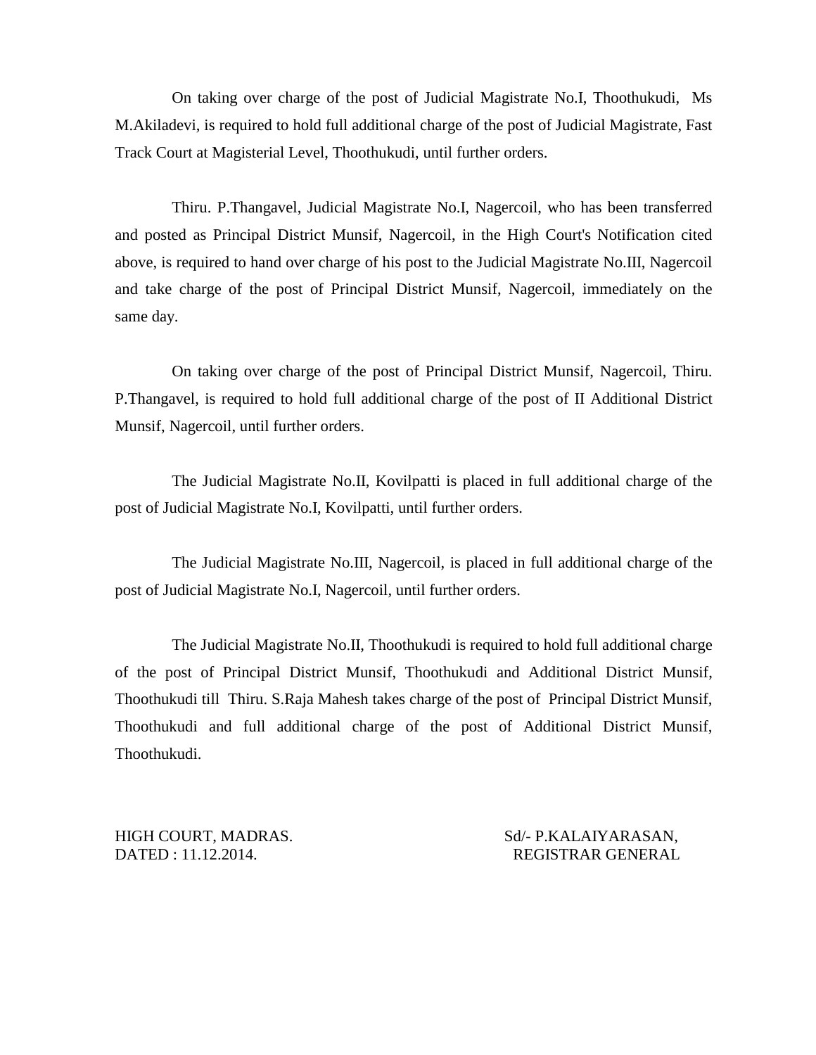On taking over charge of the post of Judicial Magistrate No.I, Thoothukudi, Ms M.Akiladevi, is required to hold full additional charge of the post of Judicial Magistrate, Fast Track Court at Magisterial Level, Thoothukudi, until further orders.

Thiru. P.Thangavel, Judicial Magistrate No.I, Nagercoil, who has been transferred and posted as Principal District Munsif, Nagercoil, in the High Court's Notification cited above, is required to hand over charge of his post to the Judicial Magistrate No.III, Nagercoil and take charge of the post of Principal District Munsif, Nagercoil, immediately on the same day.

On taking over charge of the post of Principal District Munsif, Nagercoil, Thiru. P.Thangavel, is required to hold full additional charge of the post of II Additional District Munsif, Nagercoil, until further orders.

The Judicial Magistrate No.II, Kovilpatti is placed in full additional charge of the post of Judicial Magistrate No.I, Kovilpatti, until further orders.

The Judicial Magistrate No.III, Nagercoil, is placed in full additional charge of the post of Judicial Magistrate No.I, Nagercoil, until further orders.

The Judicial Magistrate No.II, Thoothukudi is required to hold full additional charge of the post of Principal District Munsif, Thoothukudi and Additional District Munsif, Thoothukudi till Thiru. S.Raja Mahesh takes charge of the post of Principal District Munsif, Thoothukudi and full additional charge of the post of Additional District Munsif, Thoothukudi.

HIGH COURT, MADRAS.
DATED : 11.12.2014.

Sd/- P.KALAIYARASAN,
REGISTRAR GENERAL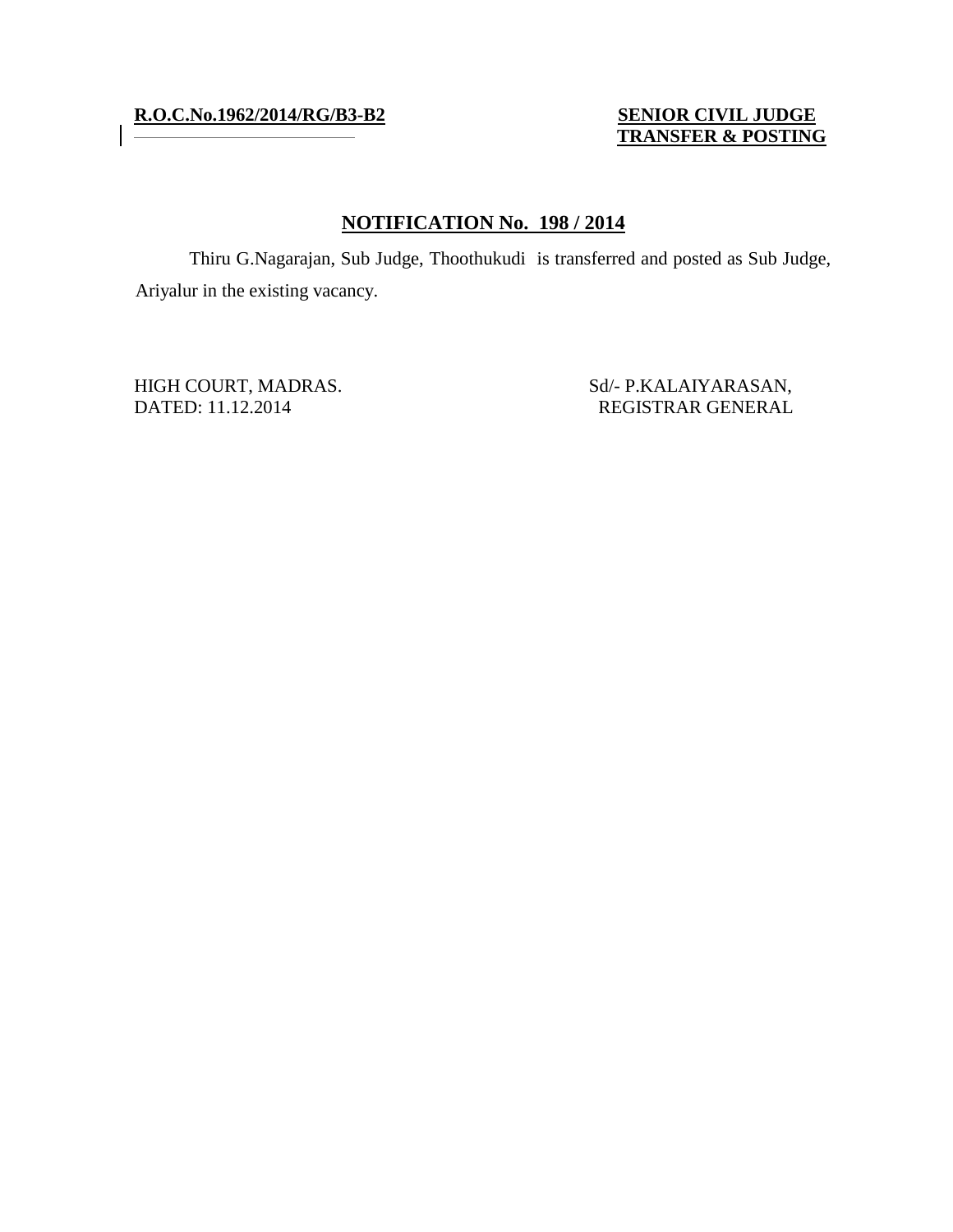**R.O.C.No.1962/2014/RG/B3-B2**

**SENIOR CIVIL JUDGE**
**TRANSFER & POSTING**

## NOTIFICATION No. 198 / 2014

Thiru G.Nagarajan, Sub Judge, Thoothukudi is transferred and posted as Sub Judge, Ariyalur in the existing vacancy.

HIGH COURT, MADRAS.
DATED: 11.12.2014

Sd/- P.KALAIYARASAN,
REGISTRAR GENERAL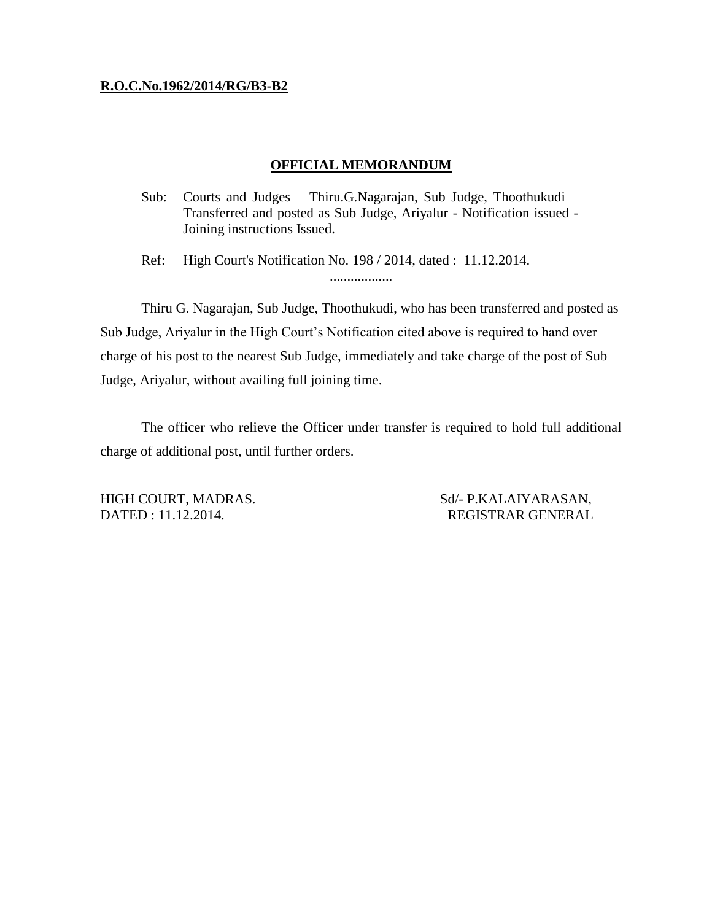**R.O.C.No.1962/2014/RG/B3-B2**

## OFFICIAL MEMORANDUM

Sub: Courts and Judges – Thiru.G.Nagarajan, Sub Judge, Thoothukudi – Transferred and posted as Sub Judge, Ariyalur - Notification issued - Joining instructions Issued.

Ref: High Court's Notification No. 198 / 2014, dated : 11.12.2014.

..................

Thiru G. Nagarajan, Sub Judge, Thoothukudi, who has been transferred and posted as Sub Judge, Ariyalur in the High Court's Notification cited above is required to hand over charge of his post to the nearest Sub Judge, immediately and take charge of the post of Sub Judge, Ariyalur, without availing full joining time.

The officer who relieve the Officer under transfer is required to hold full additional charge of additional post, until further orders.

HIGH COURT, MADRAS.
DATED : 11.12.2014.

Sd/- P.KALAIYARASAN,
REGISTRAR GENERAL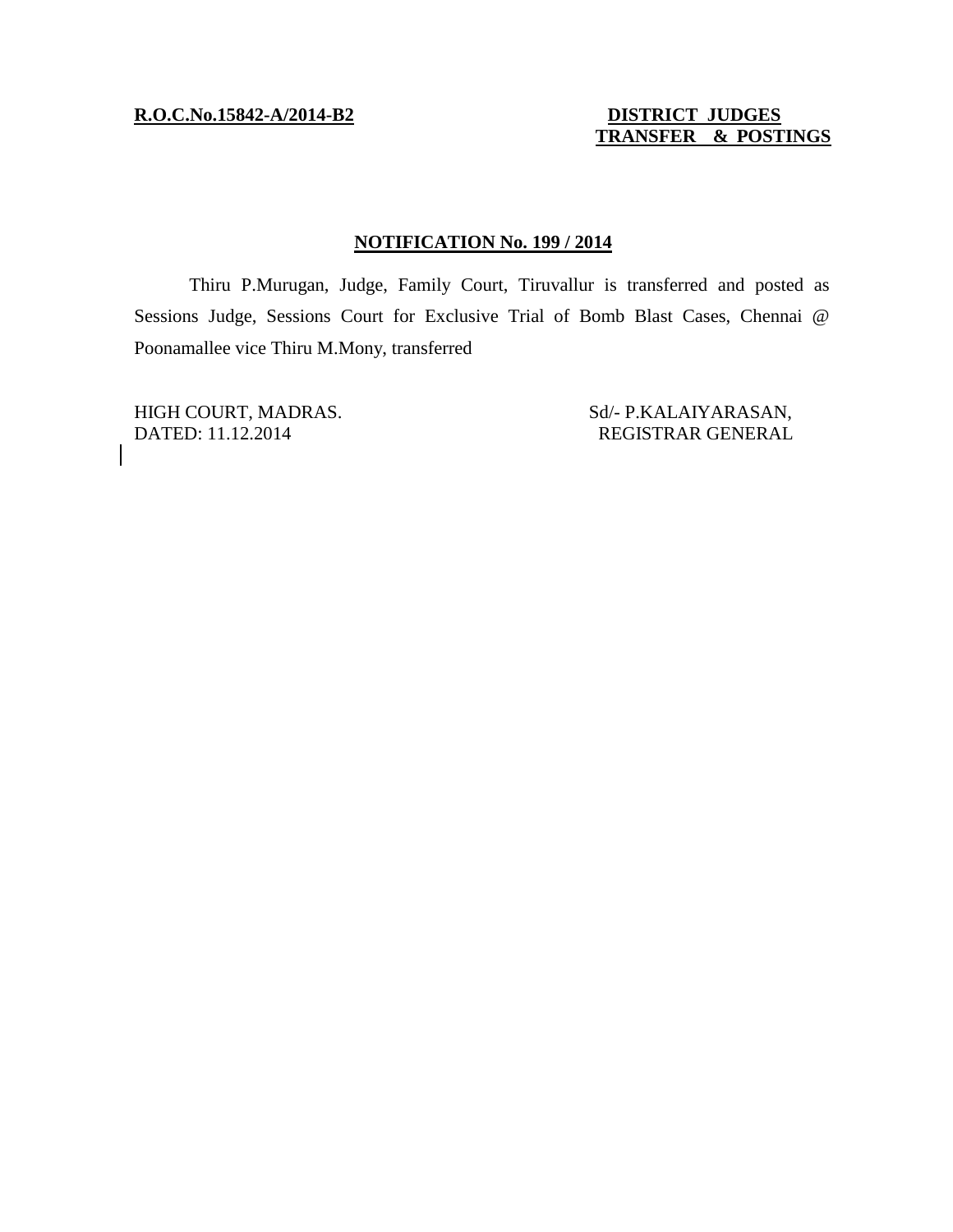**R.O.C.No.15842-A/2014-B2**

**DISTRICT JUDGES TRANSFER & POSTINGS**

## NOTIFICATION No. 199 / 2014

Thiru P.Murugan, Judge, Family Court, Tiruvallur is transferred and posted as Sessions Judge, Sessions Court for Exclusive Trial of Bomb Blast Cases, Chennai @ Poonamallee vice Thiru M.Mony, transferred

HIGH COURT, MADRAS.
DATED: 11.12.2014

Sd/- P.KALAIYARASAN,
REGISTRAR GENERAL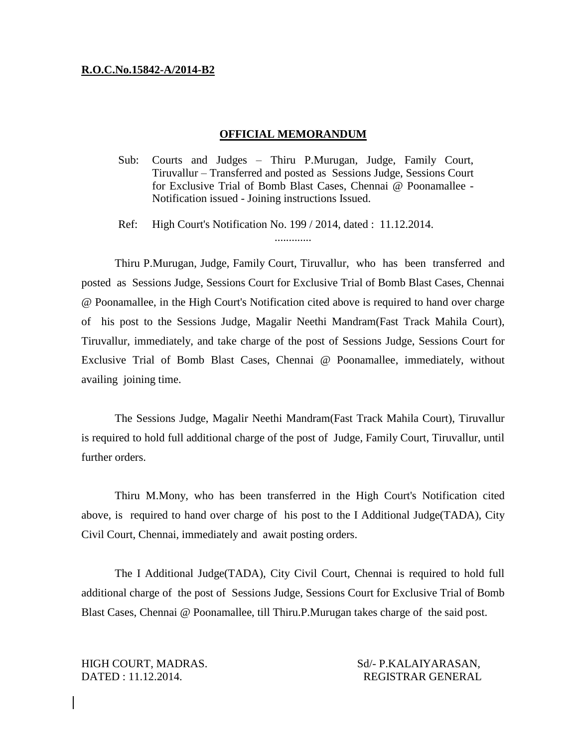**R.O.C.No.15842-A/2014-B2**

## OFFICIAL MEMORANDUM

Sub: Courts and Judges – Thiru P.Murugan, Judge, Family Court, Tiruvallur – Transferred and posted as Sessions Judge, Sessions Court for Exclusive Trial of Bomb Blast Cases, Chennai @ Poonamallee - Notification issued - Joining instructions Issued.

Ref: High Court's Notification No. 199 / 2014, dated : 11.12.2014.

.............

Thiru P.Murugan, Judge, Family Court, Tiruvallur, who has been transferred and posted as Sessions Judge, Sessions Court for Exclusive Trial of Bomb Blast Cases, Chennai @ Poonamallee, in the High Court's Notification cited above is required to hand over charge of his post to the Sessions Judge, Magalir Neethi Mandram(Fast Track Mahila Court), Tiruvallur, immediately, and take charge of the post of Sessions Judge, Sessions Court for Exclusive Trial of Bomb Blast Cases, Chennai @ Poonamallee, immediately, without availing joining time.

The Sessions Judge, Magalir Neethi Mandram(Fast Track Mahila Court), Tiruvallur is required to hold full additional charge of the post of Judge, Family Court, Tiruvallur, until further orders.

Thiru M.Mony, who has been transferred in the High Court's Notification cited above, is required to hand over charge of his post to the I Additional Judge(TADA), City Civil Court, Chennai, immediately and await posting orders.

The I Additional Judge(TADA), City Civil Court, Chennai is required to hold full additional charge of the post of Sessions Judge, Sessions Court for Exclusive Trial of Bomb Blast Cases, Chennai @ Poonamallee, till Thiru.P.Murugan takes charge of the said post.

HIGH COURT, MADRAS.
DATED : 11.12.2014.

Sd/- P.KALAIYARASAN,
REGISTRAR GENERAL